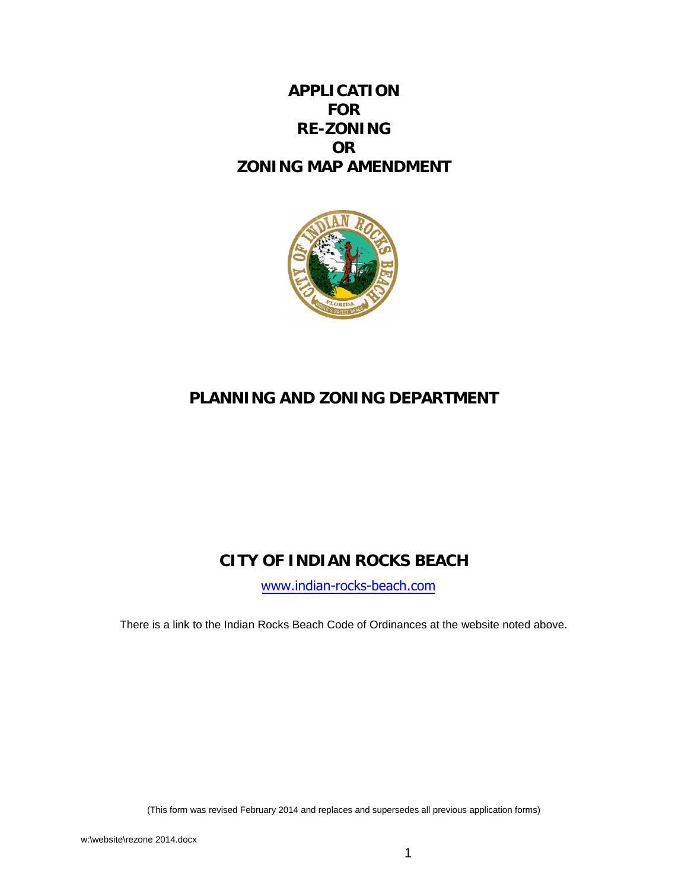# APPLICATION FOR RE-ZONING OR ZONING MAP AMENDMENT

## PLANNING AND ZONING DEPARTMENT

## CITY OF INDIAN ROCKS BEACH

www.indian-rocks-beach.com

There is a link to the Indian Rocks Beach Code of Ordinances at the website noted above.

(This form was revised February 2014 and replaces and supersedes all previous application forms)

w:\website\rezone 2014.docx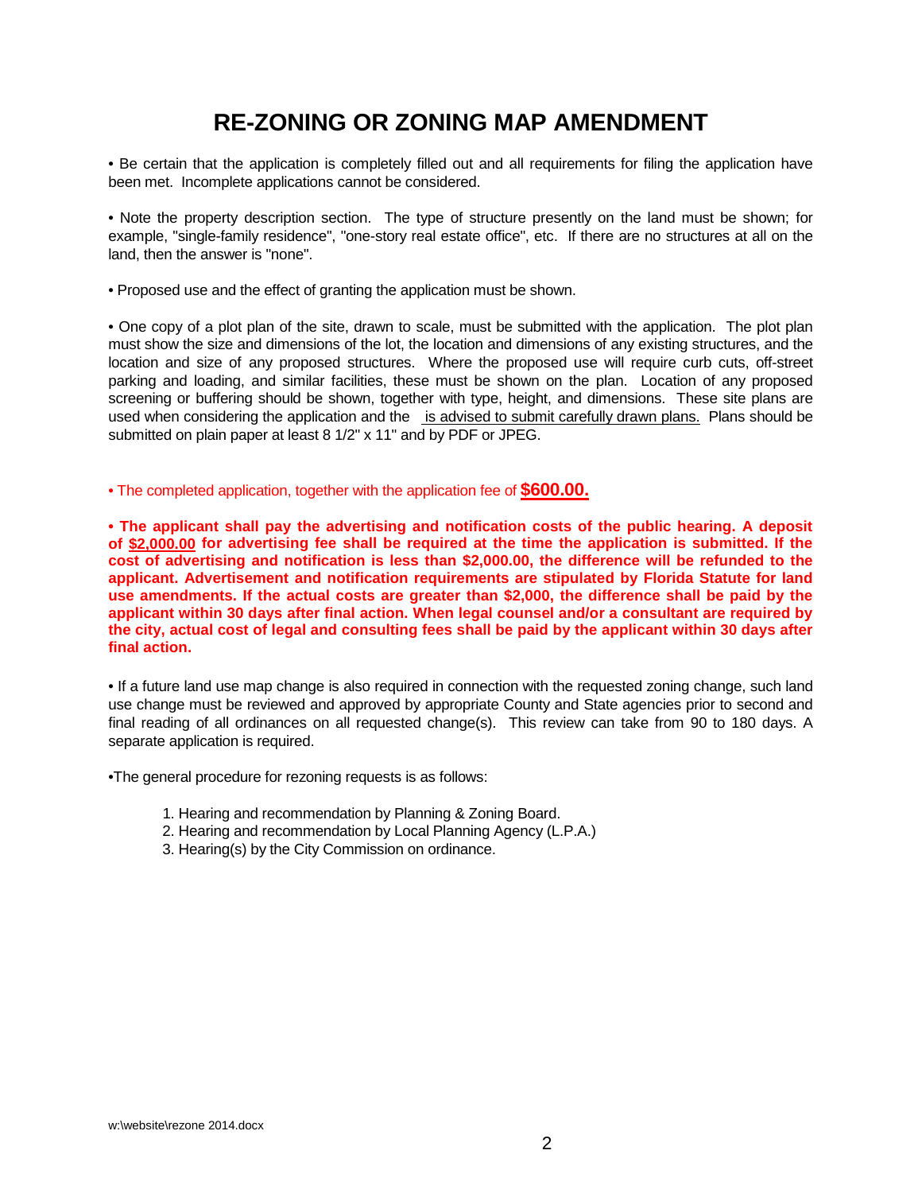# RE-ZONING OR ZONING MAP AMENDMENT

• Be certain that the application is completely filled out and all requirements for filing the application have been met. Incomplete applications cannot be considered.

• Note the property description section. The type of structure presently on the land must be shown; for example, "single-family residence", "one-story real estate office", etc. If there are no structures at all on the land, then the answer is "none".

• Proposed use and the effect of granting the application must be shown.

• One copy of a plot plan of the site, drawn to scale, must be submitted with the application. The plot plan must show the size and dimensions of the lot, the location and dimensions of any existing structures, and the location and size of any proposed structures. Where the proposed use will require curb cuts, off-street parking and loading, and similar facilities, these must be shown on the plan. Location of any proposed screening or buffering should be shown, together with type, height, and dimensions. These site plans are used when considering the application and the  is advised to submit carefully drawn plans. Plans should be submitted on plain paper at least 8 1/2" x 11" and by PDF or JPEG.

• The completed application, together with the application fee of **$600.00.**

**• The applicant shall pay the advertising and notification costs of the public hearing. A deposit of $2,000.00 for advertising fee shall be required at the time the application is submitted. If the cost of advertising and notification is less than $2,000.00, the difference will be refunded to the applicant. Advertisement and notification requirements are stipulated by Florida Statute for land use amendments. If the actual costs are greater than $2,000, the difference shall be paid by the applicant within 30 days after final action. When legal counsel and/or a consultant are required by the city, actual cost of legal and consulting fees shall be paid by the applicant within 30 days after final action.**

• If a future land use map change is also required in connection with the requested zoning change, such land use change must be reviewed and approved by appropriate County and State agencies prior to second and final reading of all ordinances on all requested change(s). This review can take from 90 to 180 days. A separate application is required.

•The general procedure for rezoning requests is as follows:

1. Hearing and recommendation by Planning & Zoning Board.
2. Hearing and recommendation by Local Planning Agency (L.P.A.)
3. Hearing(s) by the City Commission on ordinance.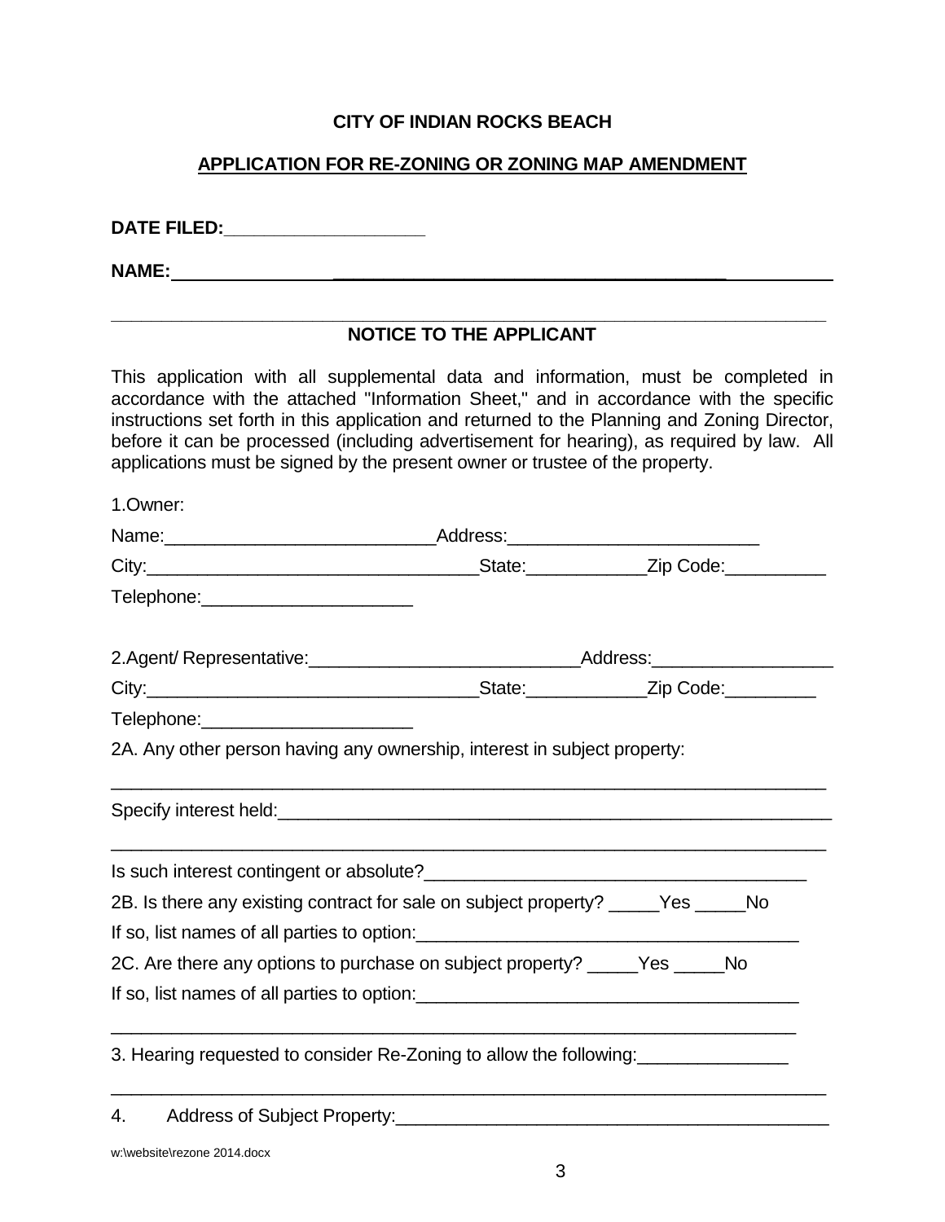**CITY OF INDIAN ROCKS BEACH**

**APPLICATION FOR RE-ZONING OR ZONING MAP AMENDMENT**

**DATE FILED:___________________**

**NAME:_________________________________________________________**

_________________________________________________________________________

**NOTICE TO THE APPLICANT**

This application with all supplemental data and information, must be completed in accordance with the attached "Information Sheet," and in accordance with the specific instructions set forth in this application and returned to the Planning and Zoning Director, before it can be processed (including advertisement for hearing), as required by law. All applications must be signed by the present owner or trustee of the property.

1.Owner:

Name:___________________________Address:_________________________

City:_________________________________State:____________Zip Code:__________

Telephone:_____________________

2.Agent/ Representative:___________________________Address:__________________

City:_________________________________State:____________Zip Code:_________

Telephone:_____________________

2A. Any other person having any ownership, interest in subject property:

_________________________________________________________________________

Specify interest held:_______________________________________________________

_________________________________________________________________________

Is such interest contingent or absolute?______________________________________

2B. Is there any existing contract for sale on subject property? _____Yes _____No

If so, list names of all parties to option:_____________________________________

2C. Are there any options to purchase on subject property? _____Yes _____No

If so, list names of all parties to option:_____________________________________

_________________________________________________________________________

3. Hearing requested to consider Re-Zoning to allow the following:_______________

_________________________________________________________________________

4. Address of Subject Property:______________________________________________

w:\website\rezone 2014.docx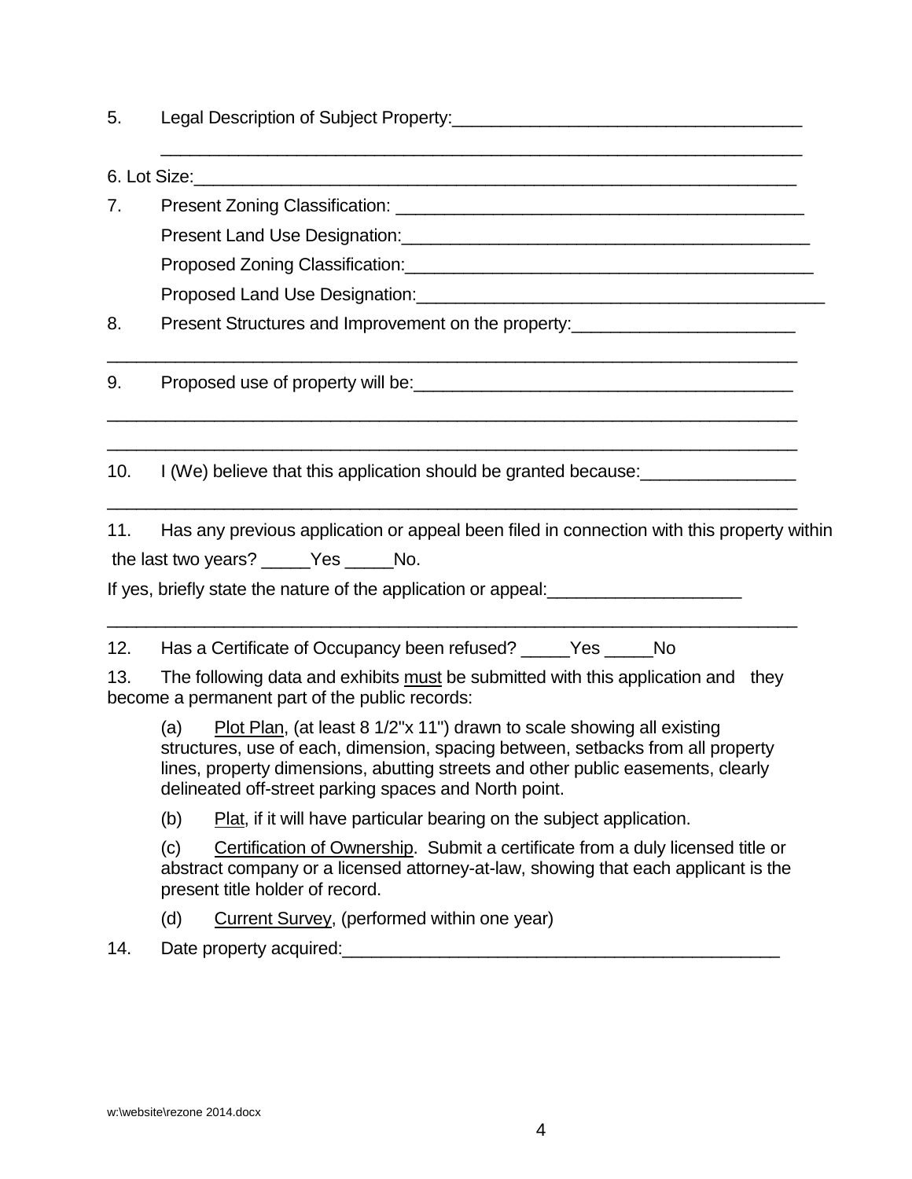5. Legal Description of Subject Property:___________________________________

 _______________________________________________________________

6. Lot Size:____________________________________________________________

7. Present Zoning Classification: ________________________________________

 Present Land Use Designation:_________________________________________

 Proposed Zoning Classification:_________________________________________

 Proposed Land Use Designation:_________________________________________

8. Present Structures and Improvement on the property:______________________

_____________________________________________________________________

9. Proposed use of property will be:______________________________________

_____________________________________________________________________

_____________________________________________________________________

10. I (We) believe that this application should be granted because:________________

_____________________________________________________________________

11. Has any previous application or appeal been filed in connection with this property within the last two years? _____Yes _____No.

If yes, briefly state the nature of the application or appeal:___________________

_____________________________________________________________________

12. Has a Certificate of Occupancy been refused? _____Yes _____No

13. The following data and exhibits <u>must</u> be submitted with this application and they become a permanent part of the public records:

 (a) <u>Plot Plan</u>, (at least 8 1/2"x 11") drawn to scale showing all existing structures, use of each, dimension, spacing between, setbacks from all property lines, property dimensions, abutting streets and other public easements, clearly delineated off-street parking spaces and North point.

 (b) <u>Plat</u>, if it will have particular bearing on the subject application.

 (c) <u>Certification of Ownership</u>. Submit a certificate from a duly licensed title or abstract company or a licensed attorney-at-law, showing that each applicant is the present title holder of record.

 (d) <u>Current Survey</u>, (performed within one year)

14. Date property acquired:_____________________________________________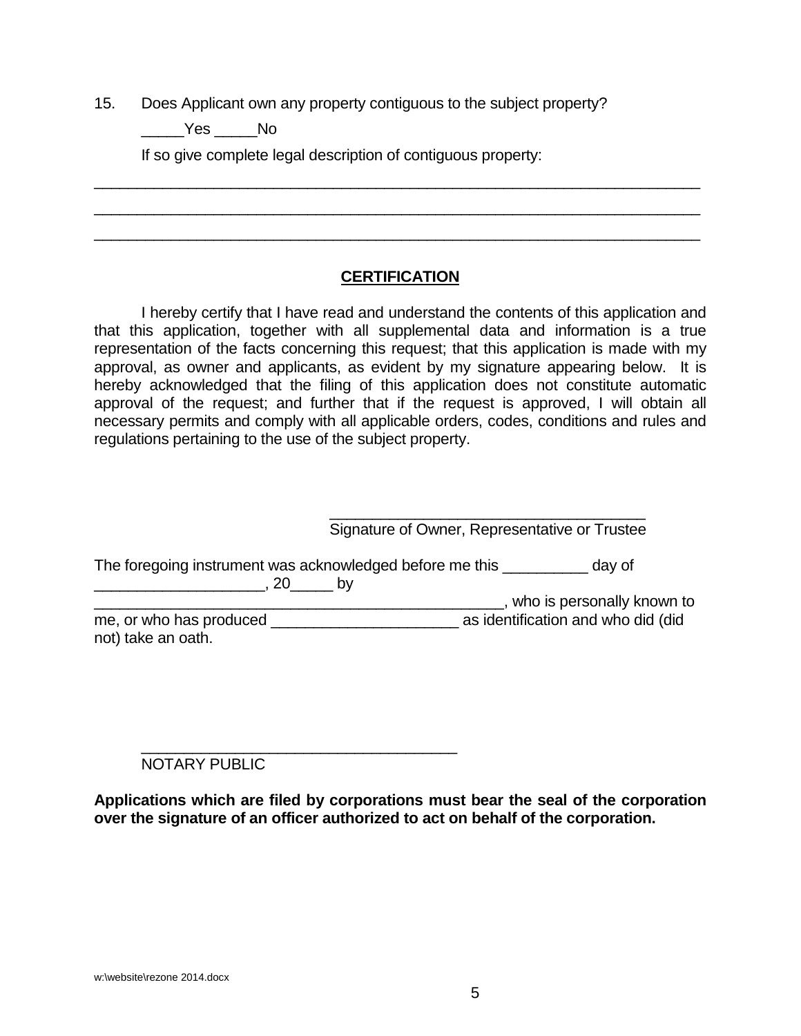15. Does Applicant own any property contiguous to the subject property?

_____Yes _____No

If so give complete legal description of contiguous property:

___________________________________________________________________________

___________________________________________________________________________

___________________________________________________________________________

## CERTIFICATION

I hereby certify that I have read and understand the contents of this application and that this application, together with all supplemental data and information is a true representation of the facts concerning this request; that this application is made with my approval, as owner and applicants, as evident by my signature appearing below. It is hereby acknowledged that the filing of this application does not constitute automatic approval of the request; and further that if the request is approved, I will obtain all necessary permits and comply with all applicable orders, codes, conditions and rules and regulations pertaining to the use of the subject property.

_____________________________________
Signature of Owner, Representative or Trustee

The foregoing instrument was acknowledged before me this __________ day of ____________________, 20_____ by ________________________________________________, who is personally known to me, or who has produced ______________________ as identification and who did (did not) take an oath.

_____________________________________
NOTARY PUBLIC

**Applications which are filed by corporations must bear the seal of the corporation over the signature of an officer authorized to act on behalf of the corporation.**

w:\website\rezone 2014.docx